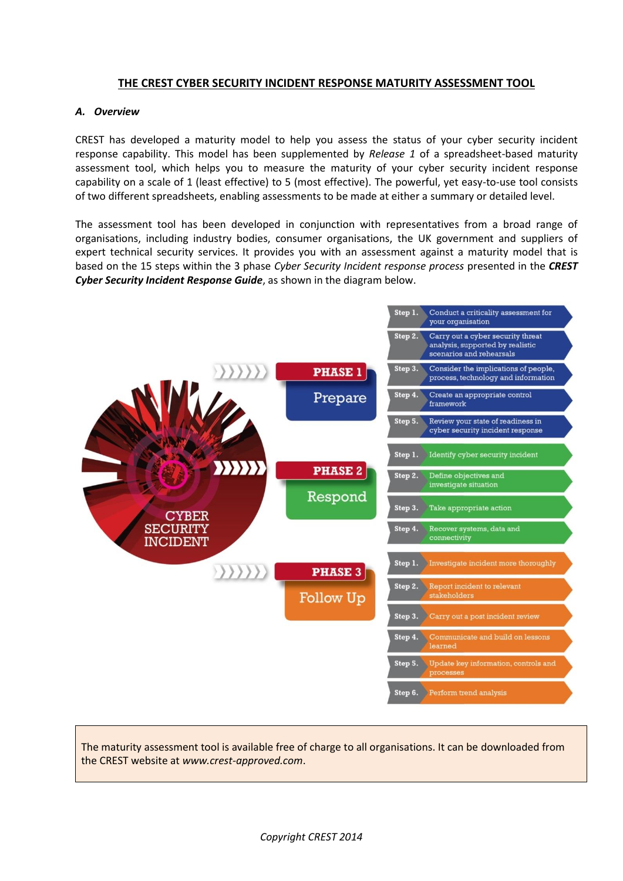# THE CREST CYBER SECURITY INCIDENT RESPONSE MATURITY ASSESSMENT TOOL

## *A. Overview*

CREST has developed a maturity model to help you assess the status of your cyber security incident response capability. This model has been supplemented by *Release 1* of a spreadsheet-based maturity assessment tool, which helps you to measure the maturity of your cyber security incident response capability on a scale of 1 (least effective) to 5 (most effective). The powerful, yet easy-to-use tool consists of two different spreadsheets, enabling assessments to be made at either a summary or detailed level.

The assessment tool has been developed in conjunction with representatives from a broad range of organisations, including industry bodies, consumer organisations, the UK government and suppliers of expert technical security services. It provides you with an assessment against a maturity model that is based on the 15 steps within the 3 phase *Cyber Security Incident response process* presented in the ***CREST Cyber Security Incident Response Guide***, as shown in the diagram below.

CYBER SECURITY INCIDENT

**PHASE 1 – Prepare**

- Step 1. Conduct a criticality assessment for your organisation
- Step 2. Carry out a cyber security threat analysis, supported by realistic scenarios and rehearsals
- Step 3. Consider the implications of people, process, technology and information
- Step 4. Create an appropriate control framework
- Step 5. Review your state of readiness in cyber security incident response

**PHASE 2 – Respond**

- Step 1. Identify cyber security incident
- Step 2. Define objectives and investigate situation
- Step 3. Take appropriate action
- Step 4. Recover systems, data and connectivity

**PHASE 3 – Follow Up**

- Step 1. Investigate incident more thoroughly
- Step 2. Report incident to relevant stakeholders
- Step 3. Carry out a post incident review
- Step 4. Communicate and build on lessons learned
- Step 5. Update key information, controls and processes
- Step 6. Perform trend analysis

> The maturity assessment tool is available free of charge to all organisations. It can be downloaded from the CREST website at *www.crest-approved.com*.

*Copyright CREST 2014*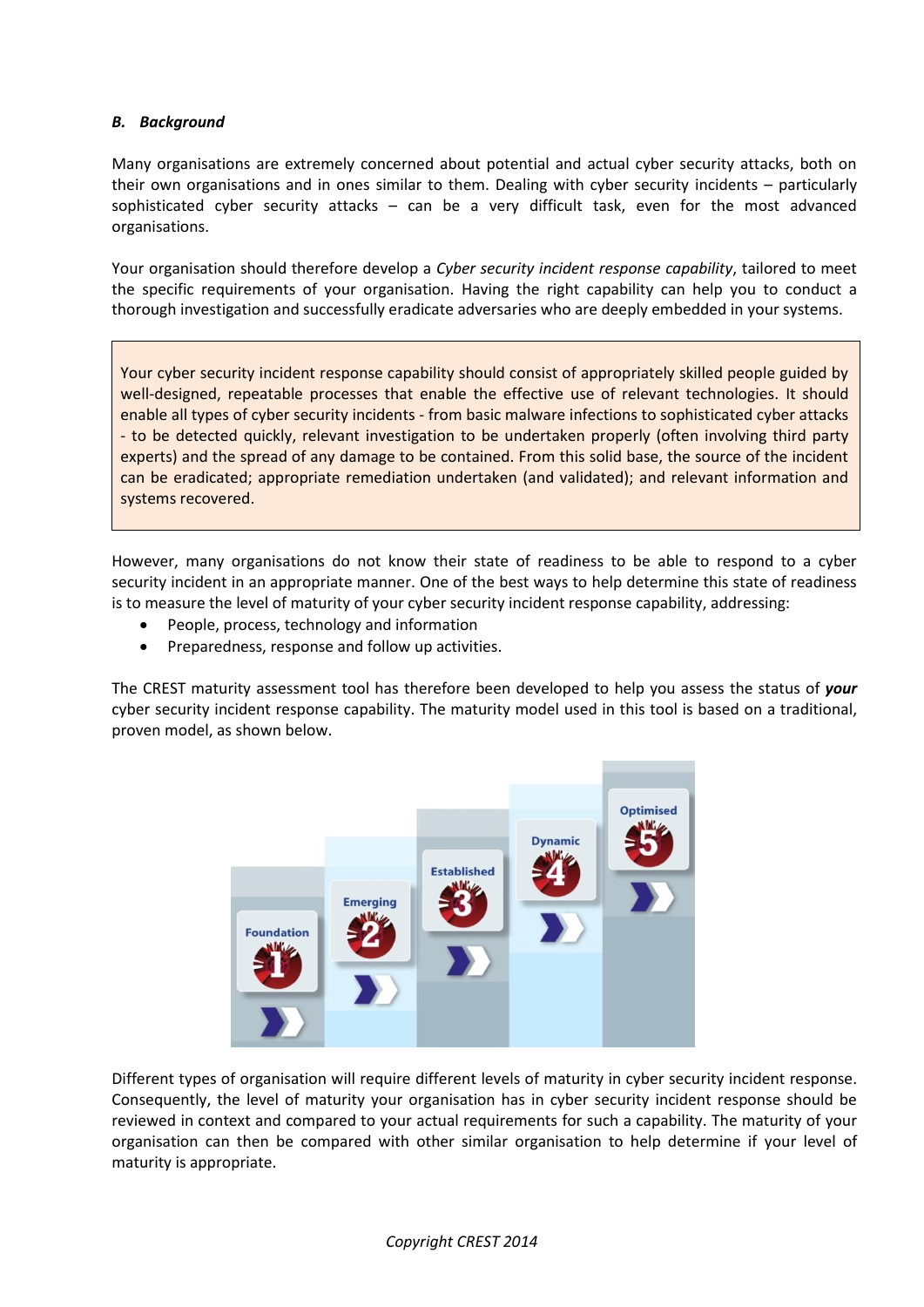### *B. Background*

Many organisations are extremely concerned about potential and actual cyber security attacks, both on their own organisations and in ones similar to them. Dealing with cyber security incidents – particularly sophisticated cyber security attacks – can be a very difficult task, even for the most advanced organisations.

Your organisation should therefore develop a *Cyber security incident response capability*, tailored to meet the specific requirements of your organisation. Having the right capability can help you to conduct a thorough investigation and successfully eradicate adversaries who are deeply embedded in your systems.

> Your cyber security incident response capability should consist of appropriately skilled people guided by well-designed, repeatable processes that enable the effective use of relevant technologies. It should enable all types of cyber security incidents - from basic malware infections to sophisticated cyber attacks - to be detected quickly, relevant investigation to be undertaken properly (often involving third party experts) and the spread of any damage to be contained. From this solid base, the source of the incident can be eradicated; appropriate remediation undertaken (and validated); and relevant information and systems recovered.

However, many organisations do not know their state of readiness to be able to respond to a cyber security incident in an appropriate manner. One of the best ways to help determine this state of readiness is to measure the level of maturity of your cyber security incident response capability, addressing:

- People, process, technology and information
- Preparedness, response and follow up activities.

The CREST maturity assessment tool has therefore been developed to help you assess the status of ***your*** cyber security incident response capability. The maturity model used in this tool is based on a traditional, proven model, as shown below.

Foundation 1 | Emerging 2 | Established 3 | Dynamic 4 | Optimised 5

Different types of organisation will require different levels of maturity in cyber security incident response. Consequently, the level of maturity your organisation has in cyber security incident response should be reviewed in context and compared to your actual requirements for such a capability. The maturity of your organisation can then be compared with other similar organisation to help determine if your level of maturity is appropriate.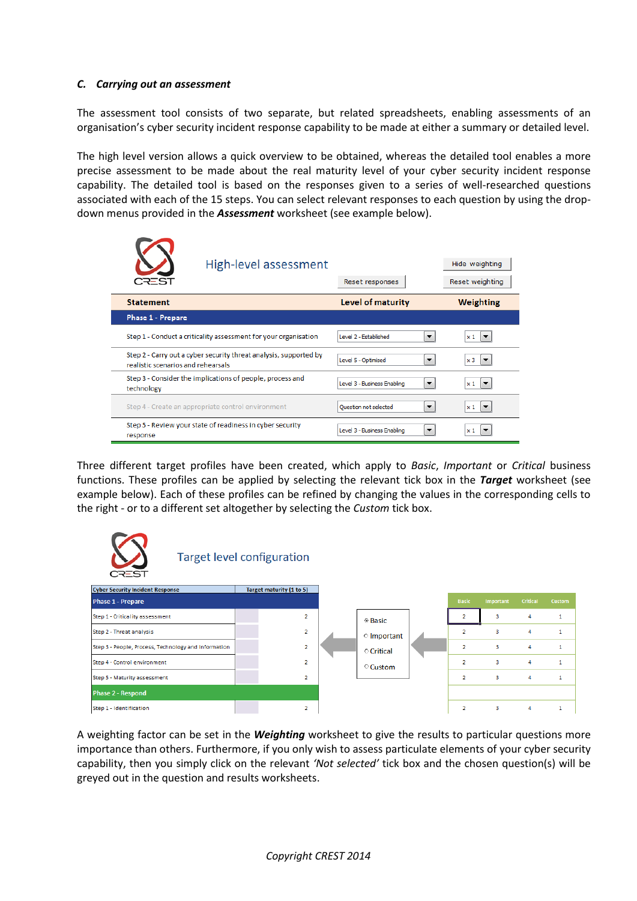### C. *Carrying out an assessment*

The assessment tool consists of two separate, but related spreadsheets, enabling assessments of an organisation's cyber security incident response capability to be made at either a summary or detailed level.

The high level version allows a quick overview to be obtained, whereas the detailed tool enables a more precise assessment to be made about the real maturity level of your cyber security incident response capability. The detailed tool is based on the responses given to a series of well-researched questions associated with each of the 15 steps. You can select relevant responses to each question by using the drop-down menus provided in the ***Assessment*** worksheet (see example below).

High-level assessment

| Statement | Level of maturity | Weighting |
|---|---|---|
| **Phase 1 - Prepare** | | |
| Step 1 - Conduct a criticality assessment for your organisation | Level 2 - Established | x 1 |
| Step 2 - Carry out a cyber security threat analysis, supported by realistic scenarios and rehearsals | Level 5 - Optimised | x 3 |
| Step 3 - Consider the implications of people, process and technology | Level 3 - Business Enabling | x 1 |
| Step 4 - Create an appropriate control environment | Question not selected | x 1 |
| Step 5 - Review your state of readiness in cyber security response | Level 3 - Business Enabling | x 1 |

Three different target profiles have been created, which apply to *Basic*, *Important* or *Critical* business functions. These profiles can be applied by selecting the relevant tick box in the ***Target*** worksheet (see example below). Each of these profiles can be refined by changing the values in the corresponding cells to the right - or to a different set altogether by selecting the *Custom* tick box.

Target level configuration

| Cyber Security Incident Response | Target maturity (1 to 5) | Basic | Important | Critical | Custom |
|---|---|---|---|---|---|
| **Phase 1 - Prepare** | | | | | |
| Step 1 - Criticality assessment | 2 | 2 | 3 | 4 | 1 |
| Step 2 - Threat analysis | 2 | 2 | 3 | 4 | 1 |
| Step 3 - People, Process, Technology and Information | 2 | 2 | 3 | 4 | 1 |
| Step 4 - Control environment | 2 | 2 | 3 | 4 | 1 |
| Step 5 - Maturity assessment | 2 | 2 | 3 | 4 | 1 |
| **Phase 2 - Respond** | | | | | |
| Step 1 - Identification | 2 | 2 | 3 | 4 | 1 |

Options: ◉ Basic ○ Important ○ Critical ○ Custom

A weighting factor can be set in the ***Weighting*** worksheet to give the results to particular questions more importance than others. Furthermore, if you only wish to assess particulate elements of your cyber security capability, then you simply click on the relevant *'Not selected'* tick box and the chosen question(s) will be greyed out in the question and results worksheets.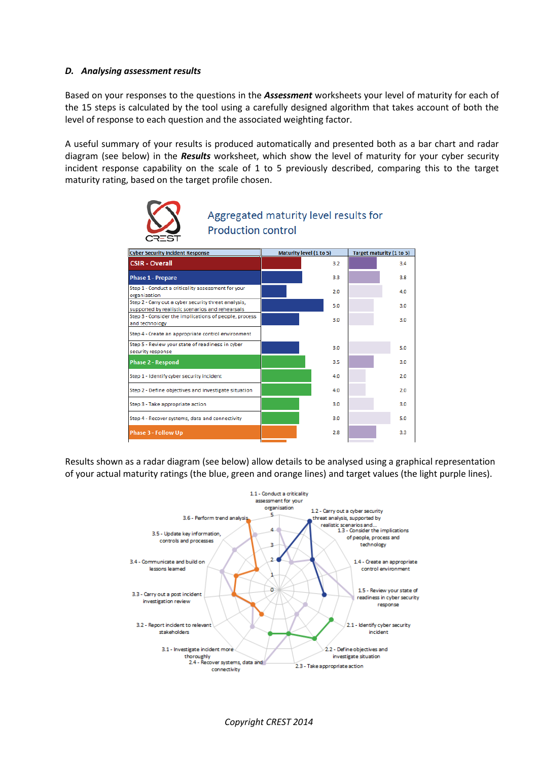### *D. Analysing assessment results*

Based on your responses to the questions in the ***Assessment*** worksheets your level of maturity for each of the 15 steps is calculated by the tool using a carefully designed algorithm that takes account of both the level of response to each question and the associated weighting factor.

A useful summary of your results is produced automatically and presented both as a bar chart and radar diagram (see below) in the ***Results*** worksheet, which show the level of maturity for your cyber security incident response capability on the scale of 1 to 5 previously described, comparing this to the target maturity rating, based on the target profile chosen.

CREST

Aggregated maturity level results for Production control

Cyber Security Incident Response

Maturity level (1 to 5)

Target maturity (1 to 5)

CSIR - Overall
3.2
3.4

Phase 1 - Prepare
3.3
3.8

Step 1 - Conduct a criticality assessment for your organisation
2.0
4.0

Step 2 - Carry out a cyber security threat analysis, supported by realistic scenarios and rehearsals
5.0
3.0

Step 3 - Consider the implications of people, process and technology
3.0
3.0

Step 4 - Create an appropriate control environment

Step 5 - Review your state of readiness in cyber security response
3.0
5.0

Phase 2 - Respond
3.5
3.0

Step 1 - Identify cyber security incident
4.0
2.0

Step 2 - Define objectives and investigate situation
4.0
2.0

Step 3 - Take appropriate action
3.0
3.0

Step 4 - Recover systems, data and connectivity
3.0
5.0

Phase 3 - Follow Up
2.8
3.3

Results shown as a radar diagram (see below) allow details to be analysed using a graphical representation of your actual maturity ratings (the blue, green and orange lines) and target values (the light purple lines).

1.1 - Conduct a criticality assessment for your organisation

1.2 - Carry out a cyber security threat analysis, supported by realistic scenarios and...

1.3 - Consider the implications of people, process and technology

1.4 - Create an appropriate control environment

1.5 - Review your state of readiness in cyber security response

2.1 - Identify cyber security incident

2.2 - Define objectives and investigate situation

2.3 - Take appropriate action

2.4 - Recover systems, data and connectivity

3.1 - Investigate incident more thoroughly

3.2 - Report incident to relevant stakeholders

3.3 - Carry out a post incident investigation review

3.4 - Communicate and build on lessons learned

3.5 - Update key information, controls and processes

3.6 - Perform trend analysis

0
1
2
3
4
5

*Copyright CREST 2014*